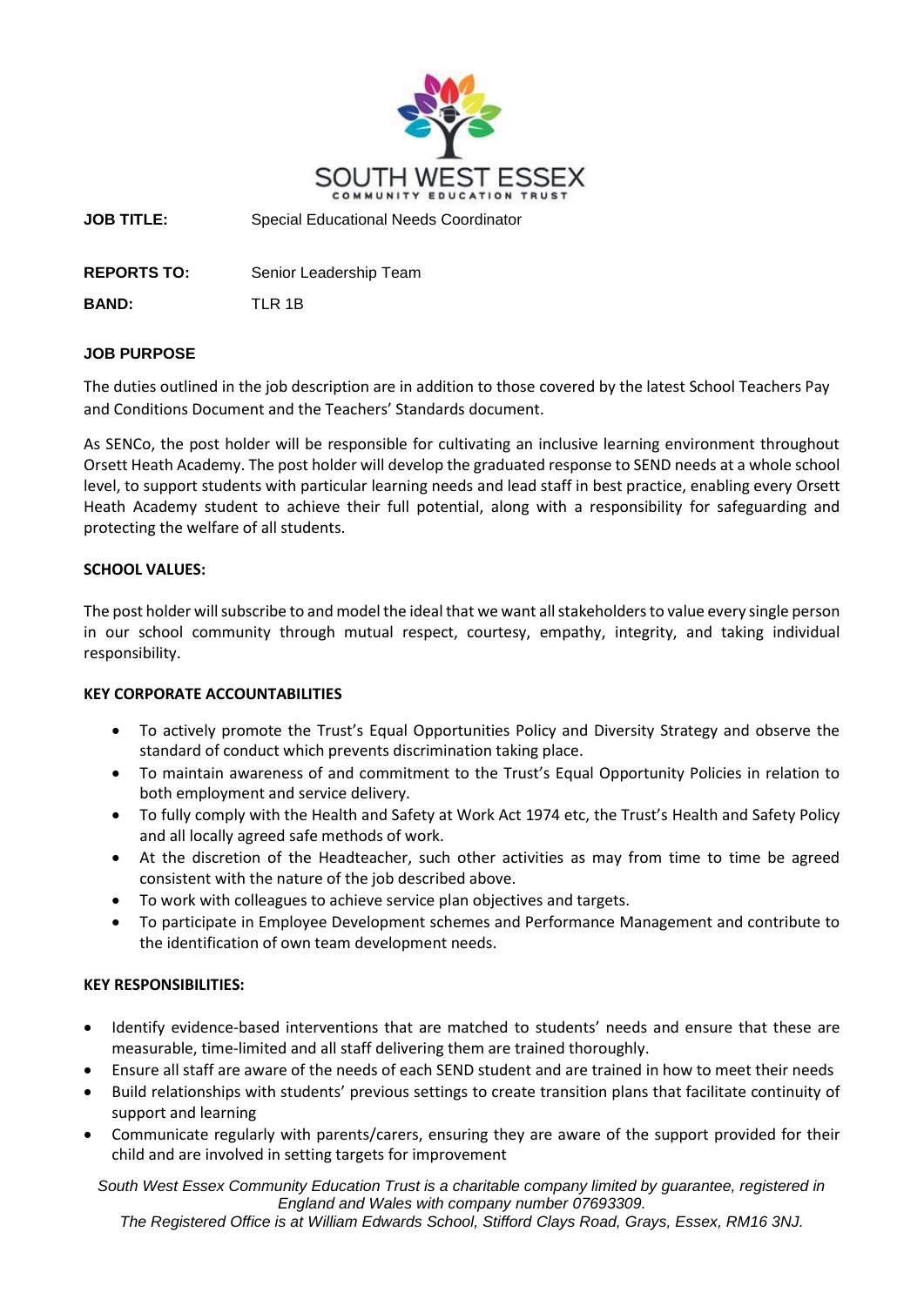SOUTH WEST ESSEX
COMMUNITY EDUCATION TRUST

**JOB TITLE:** Special Educational Needs Coordinator

**REPORTS TO:** Senior Leadership Team

**BAND:** TLR 1B

**JOB PURPOSE**

The duties outlined in the job description are in addition to those covered by the latest School Teachers Pay and Conditions Document and the Teachers' Standards document.

As SENCo, the post holder will be responsible for cultivating an inclusive learning environment throughout Orsett Heath Academy. The post holder will develop the graduated response to SEND needs at a whole school level, to support students with particular learning needs and lead staff in best practice, enabling every Orsett Heath Academy student to achieve their full potential, along with a responsibility for safeguarding and protecting the welfare of all students.

**SCHOOL VALUES:**

The post holder will subscribe to and model the ideal that we want all stakeholders to value every single person in our school community through mutual respect, courtesy, empathy, integrity, and taking individual responsibility.

**KEY CORPORATE ACCOUNTABILITIES**

- To actively promote the Trust's Equal Opportunities Policy and Diversity Strategy and observe the standard of conduct which prevents discrimination taking place.
- To maintain awareness of and commitment to the Trust's Equal Opportunity Policies in relation to both employment and service delivery.
- To fully comply with the Health and Safety at Work Act 1974 etc, the Trust's Health and Safety Policy and all locally agreed safe methods of work.
- At the discretion of the Headteacher, such other activities as may from time to time be agreed consistent with the nature of the job described above.
- To work with colleagues to achieve service plan objectives and targets.
- To participate in Employee Development schemes and Performance Management and contribute to the identification of own team development needs.

**KEY RESPONSIBILITIES:**

- Identify evidence-based interventions that are matched to students' needs and ensure that these are measurable, time-limited and all staff delivering them are trained thoroughly.
- Ensure all staff are aware of the needs of each SEND student and are trained in how to meet their needs
- Build relationships with students' previous settings to create transition plans that facilitate continuity of support and learning
- Communicate regularly with parents/carers, ensuring they are aware of the support provided for their child and are involved in setting targets for improvement

*South West Essex Community Education Trust is a charitable company limited by guarantee, registered in England and Wales with company number 07693309.*
*The Registered Office is at William Edwards School, Stifford Clays Road, Grays, Essex, RM16 3NJ.*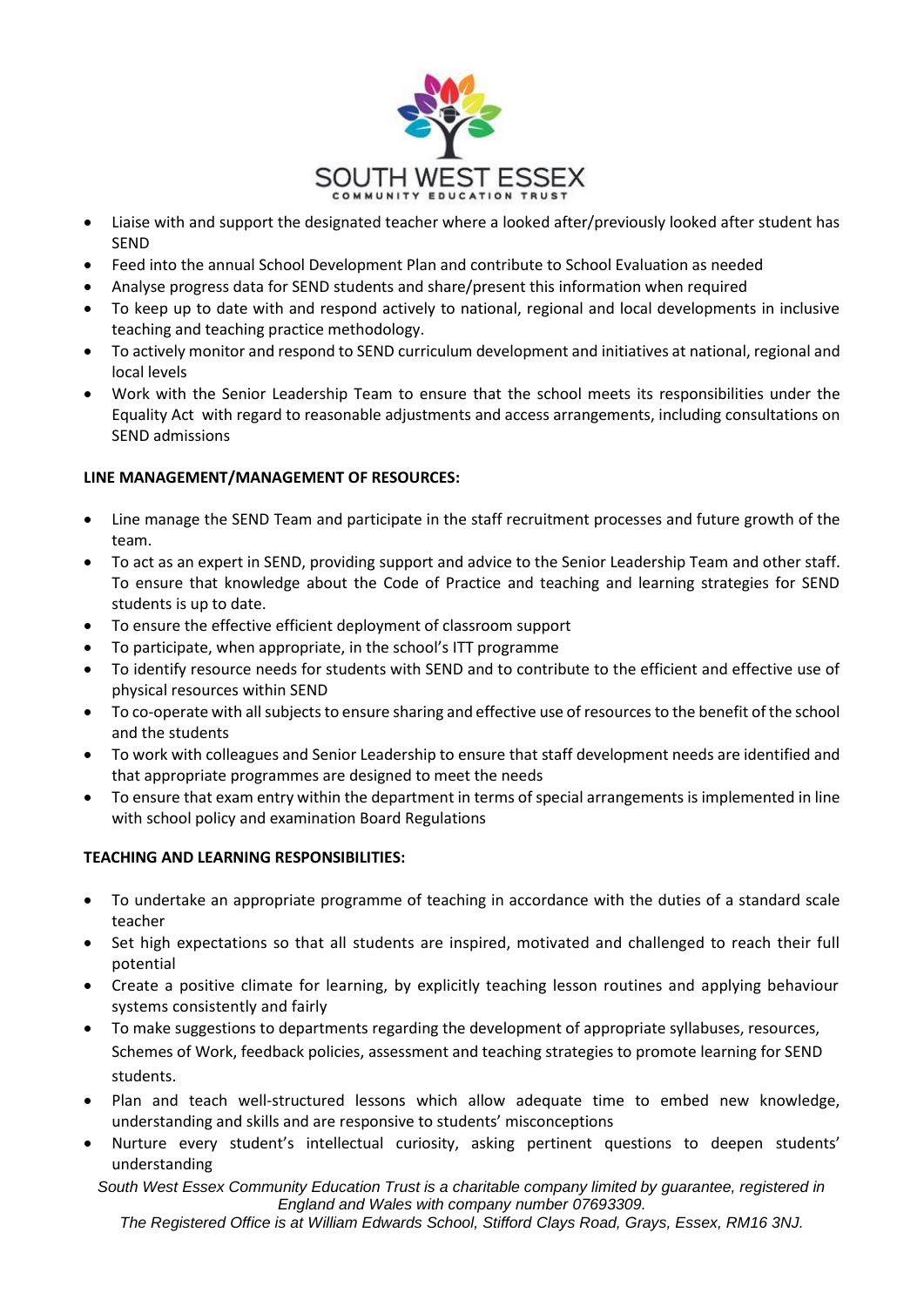- Liaise with and support the designated teacher where a looked after/previously looked after student has SEND
- Feed into the annual School Development Plan and contribute to School Evaluation as needed
- Analyse progress data for SEND students and share/present this information when required
- To keep up to date with and respond actively to national, regional and local developments in inclusive teaching and teaching practice methodology.
- To actively monitor and respond to SEND curriculum development and initiatives at national, regional and local levels
- Work with the Senior Leadership Team to ensure that the school meets its responsibilities under the Equality Act with regard to reasonable adjustments and access arrangements, including consultations on SEND admissions

**LINE MANAGEMENT/MANAGEMENT OF RESOURCES:**

- Line manage the SEND Team and participate in the staff recruitment processes and future growth of the team.
- To act as an expert in SEND, providing support and advice to the Senior Leadership Team and other staff. To ensure that knowledge about the Code of Practice and teaching and learning strategies for SEND students is up to date.
- To ensure the effective efficient deployment of classroom support
- To participate, when appropriate, in the school's ITT programme
- To identify resource needs for students with SEND and to contribute to the efficient and effective use of physical resources within SEND
- To co-operate with all subjects to ensure sharing and effective use of resources to the benefit of the school and the students
- To work with colleagues and Senior Leadership to ensure that staff development needs are identified and that appropriate programmes are designed to meet the needs
- To ensure that exam entry within the department in terms of special arrangements is implemented in line with school policy and examination Board Regulations

**TEACHING AND LEARNING RESPONSIBILITIES:**

- To undertake an appropriate programme of teaching in accordance with the duties of a standard scale teacher
- Set high expectations so that all students are inspired, motivated and challenged to reach their full potential
- Create a positive climate for learning, by explicitly teaching lesson routines and applying behaviour systems consistently and fairly
- To make suggestions to departments regarding the development of appropriate syllabuses, resources, Schemes of Work, feedback policies, assessment and teaching strategies to promote learning for SEND students.
- Plan and teach well-structured lessons which allow adequate time to embed new knowledge, understanding and skills and are responsive to students' misconceptions
- Nurture every student's intellectual curiosity, asking pertinent questions to deepen students' understanding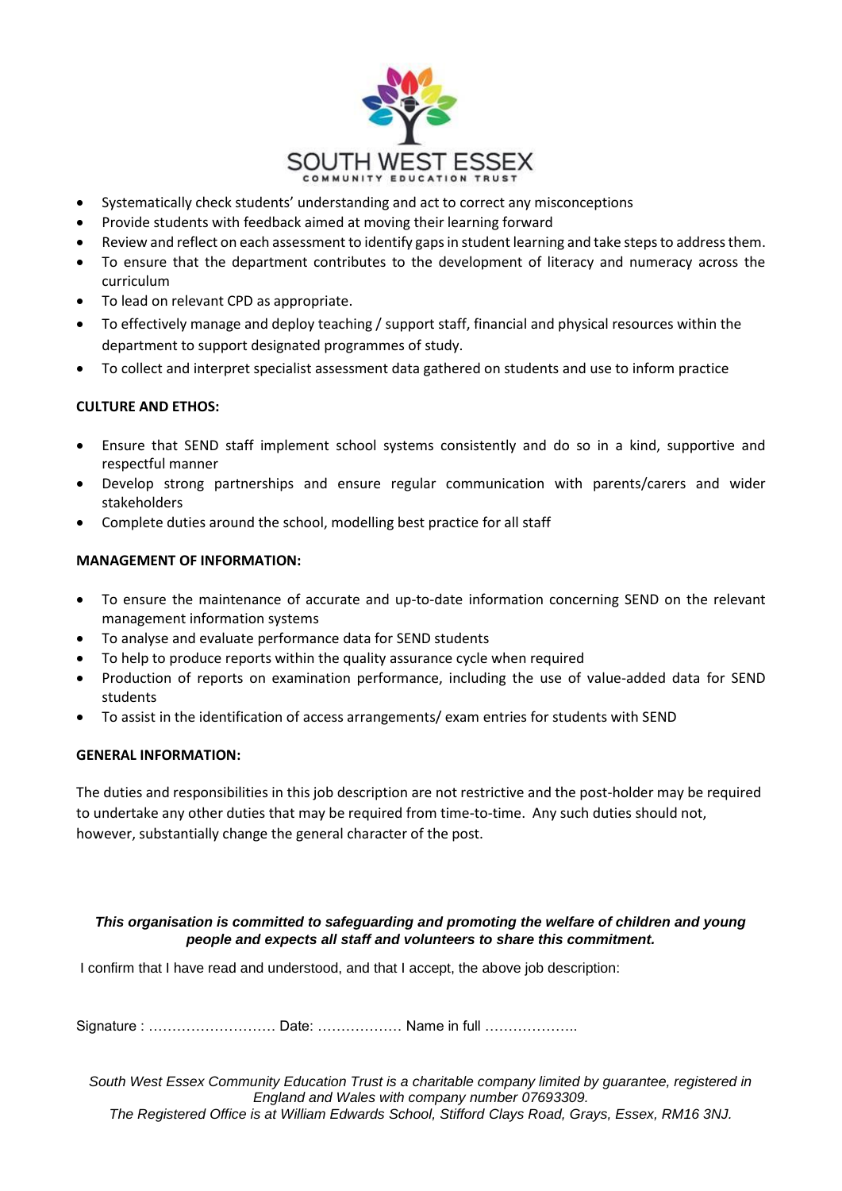- Systematically check students' understanding and act to correct any misconceptions
- Provide students with feedback aimed at moving their learning forward
- Review and reflect on each assessment to identify gaps in student learning and take steps to address them.
- To ensure that the department contributes to the development of literacy and numeracy across the curriculum
- To lead on relevant CPD as appropriate.
- To effectively manage and deploy teaching / support staff, financial and physical resources within the department to support designated programmes of study.
- To collect and interpret specialist assessment data gathered on students and use to inform practice

**CULTURE AND ETHOS:**

- Ensure that SEND staff implement school systems consistently and do so in a kind, supportive and respectful manner
- Develop strong partnerships and ensure regular communication with parents/carers and wider stakeholders
- Complete duties around the school, modelling best practice for all staff

**MANAGEMENT OF INFORMATION:**

- To ensure the maintenance of accurate and up-to-date information concerning SEND on the relevant management information systems
- To analyse and evaluate performance data for SEND students
- To help to produce reports within the quality assurance cycle when required
- Production of reports on examination performance, including the use of value-added data for SEND students
- To assist in the identification of access arrangements/ exam entries for students with SEND

**GENERAL INFORMATION:**

The duties and responsibilities in this job description are not restrictive and the post-holder may be required to undertake any other duties that may be required from time-to-time. Any such duties should not, however, substantially change the general character of the post.

***This organisation is committed to safeguarding and promoting the welfare of children and young people and expects all staff and volunteers to share this commitment.***

I confirm that I have read and understood, and that I accept, the above job description:

Signature : ……………………… Date: ……………… Name in full ………………..

*South West Essex Community Education Trust is a charitable company limited by guarantee, registered in England and Wales with company number 07693309.*
*The Registered Office is at William Edwards School, Stifford Clays Road, Grays, Essex, RM16 3NJ.*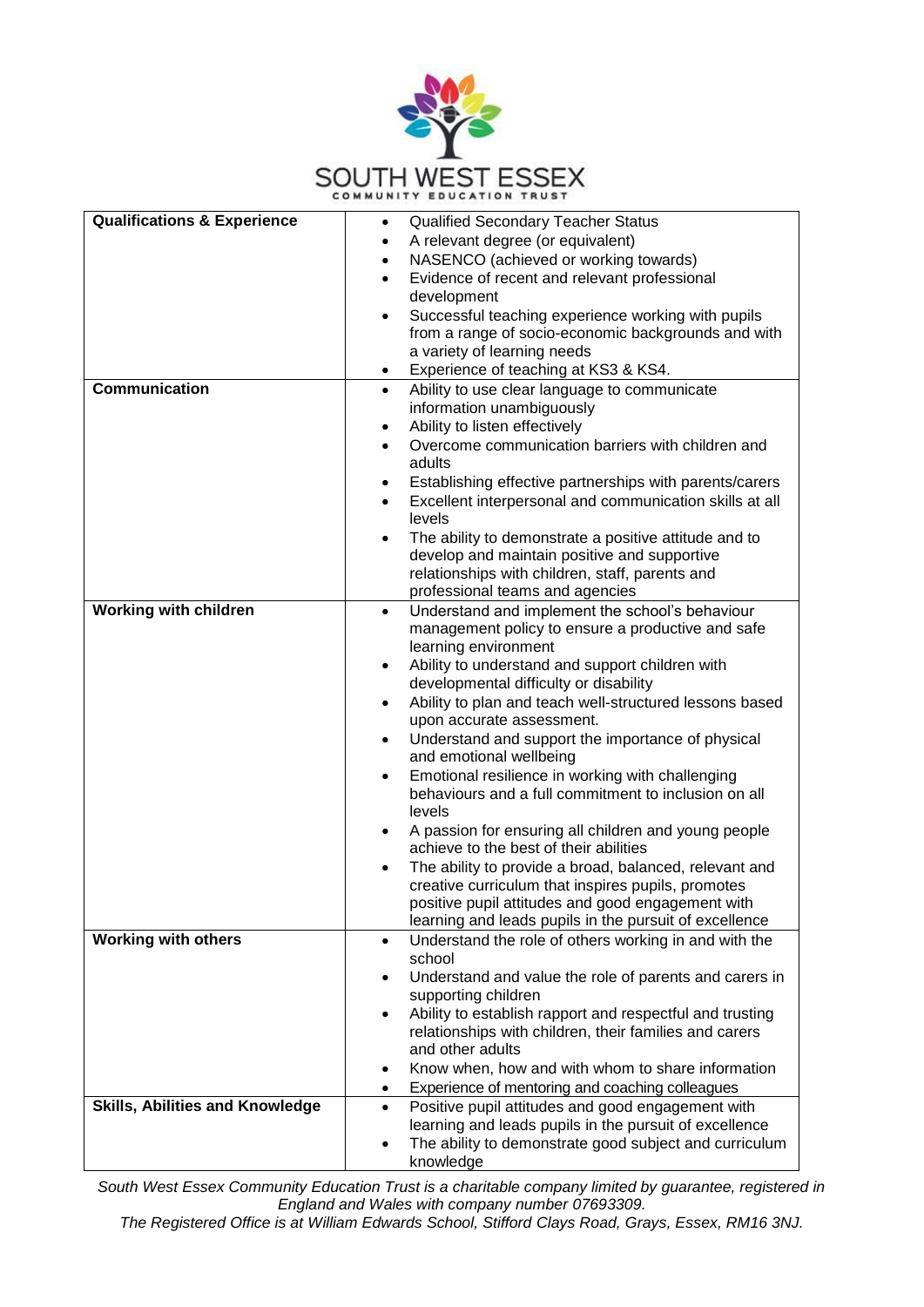| | |
|---|---|
| **Qualifications & Experience** | • Qualified Secondary Teacher Status<br>• A relevant degree (or equivalent)<br>• NASENCO (achieved or working towards)<br>• Evidence of recent and relevant professional development<br>• Successful teaching experience working with pupils from a range of socio-economic backgrounds and with a variety of learning needs<br>• Experience of teaching at KS3 & KS4. |
| **Communication** | • Ability to use clear language to communicate information unambiguously<br>• Ability to listen effectively<br>• Overcome communication barriers with children and adults<br>• Establishing effective partnerships with parents/carers<br>• Excellent interpersonal and communication skills at all levels<br>• The ability to demonstrate a positive attitude and to develop and maintain positive and supportive relationships with children, staff, parents and professional teams and agencies |
| **Working with children** | • Understand and implement the school's behaviour management policy to ensure a productive and safe learning environment<br>• Ability to understand and support children with developmental difficulty or disability<br>• Ability to plan and teach well-structured lessons based upon accurate assessment.<br>• Understand and support the importance of physical and emotional wellbeing<br>• Emotional resilience in working with challenging behaviours and a full commitment to inclusion on all levels<br>• A passion for ensuring all children and young people achieve to the best of their abilities<br>• The ability to provide a broad, balanced, relevant and creative curriculum that inspires pupils, promotes positive pupil attitudes and good engagement with learning and leads pupils in the pursuit of excellence |
| **Working with others** | • Understand the role of others working in and with the school<br>• Understand and value the role of parents and carers in supporting children<br>• Ability to establish rapport and respectful and trusting relationships with children, their families and carers and other adults<br>• Know when, how and with whom to share information<br>• Experience of mentoring and coaching colleagues |
| **Skills, Abilities and Knowledge** | • Positive pupil attitudes and good engagement with learning and leads pupils in the pursuit of excellence<br>• The ability to demonstrate good subject and curriculum knowledge |

*South West Essex Community Education Trust is a charitable company limited by guarantee, registered in England and Wales with company number 07693309.*
*The Registered Office is at William Edwards School, Stifford Clays Road, Grays, Essex, RM16 3NJ.*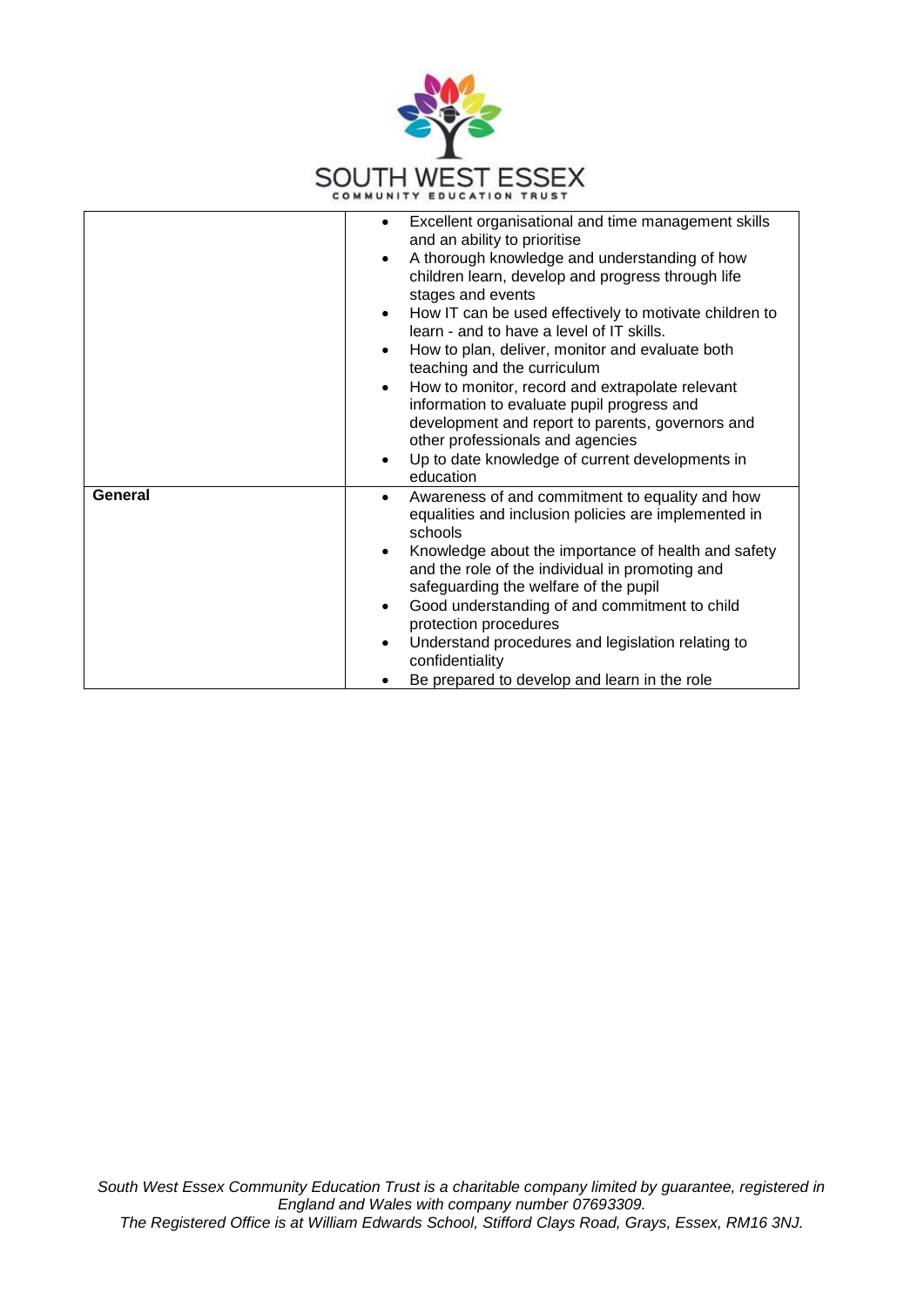| | |
|---|---|
| | • Excellent organisational and time management skills and an ability to prioritise<br>• A thorough knowledge and understanding of how children learn, develop and progress through life stages and events<br>• How IT can be used effectively to motivate children to learn - and to have a level of IT skills.<br>• How to plan, deliver, monitor and evaluate both teaching and the curriculum<br>• How to monitor, record and extrapolate relevant information to evaluate pupil progress and development and report to parents, governors and other professionals and agencies<br>• Up to date knowledge of current developments in education |
| **General** | • Awareness of and commitment to equality and how equalities and inclusion policies are implemented in schools<br>• Knowledge about the importance of health and safety and the role of the individual in promoting and safeguarding the welfare of the pupil<br>• Good understanding of and commitment to child protection procedures<br>• Understand procedures and legislation relating to confidentiality<br>• Be prepared to develop and learn in the role |